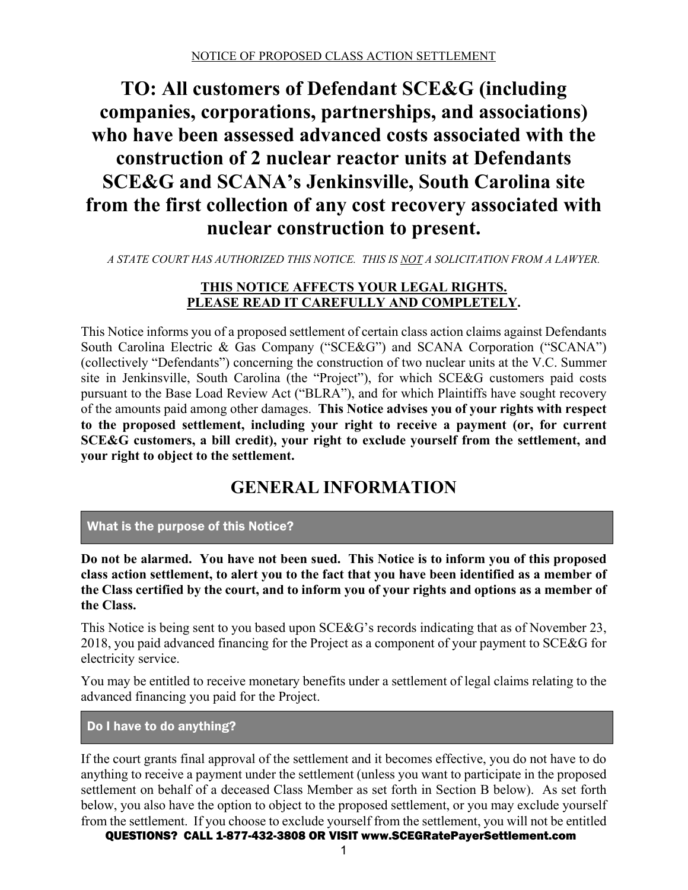NOTICE OF PROPOSED CLASS ACTION SETTLEMENT

# TO: All customers of Defendant SCE&G (including companies, corporations, partnerships, and associations) who have been assessed advanced costs associated with the construction of 2 nuclear reactor units at Defendants SCE&G and SCANA's Jenkinsville, South Carolina site from the first collection of any cost recovery associated with nuclear construction to present.

*A STATE COURT HAS AUTHORIZED THIS NOTICE. THIS IS NOT A SOLICITATION FROM A LAWYER.*

**THIS NOTICE AFFECTS YOUR LEGAL RIGHTS.**
**PLEASE READ IT CAREFULLY AND COMPLETELY.**

This Notice informs you of a proposed settlement of certain class action claims against Defendants South Carolina Electric & Gas Company ("SCE&G") and SCANA Corporation ("SCANA") (collectively "Defendants") concerning the construction of two nuclear units at the V.C. Summer site in Jenkinsville, South Carolina (the "Project"), for which SCE&G customers paid costs pursuant to the Base Load Review Act ("BLRA"), and for which Plaintiffs have sought recovery of the amounts paid among other damages. **This Notice advises you of your rights with respect to the proposed settlement, including your right to receive a payment (or, for current SCE&G customers, a bill credit), your right to exclude yourself from the settlement, and your right to object to the settlement.**

## GENERAL INFORMATION

### What is the purpose of this Notice?

**Do not be alarmed. You have not been sued. This Notice is to inform you of this proposed class action settlement, to alert you to the fact that you have been identified as a member of the Class certified by the court, and to inform you of your rights and options as a member of the Class.**

This Notice is being sent to you based upon SCE&G's records indicating that as of November 23, 2018, you paid advanced financing for the Project as a component of your payment to SCE&G for electricity service.

You may be entitled to receive monetary benefits under a settlement of legal claims relating to the advanced financing you paid for the Project.

### Do I have to do anything?

If the court grants final approval of the settlement and it becomes effective, you do not have to do anything to receive a payment under the settlement (unless you want to participate in the proposed settlement on behalf of a deceased Class Member as set forth in Section B below). As set forth below, you also have the option to object to the proposed settlement, or you may exclude yourself from the settlement. If you choose to exclude yourself from the settlement, you will not be entitled

QUESTIONS? CALL 1-877-432-3808 OR VISIT www.SCEGRatePayerSettlement.com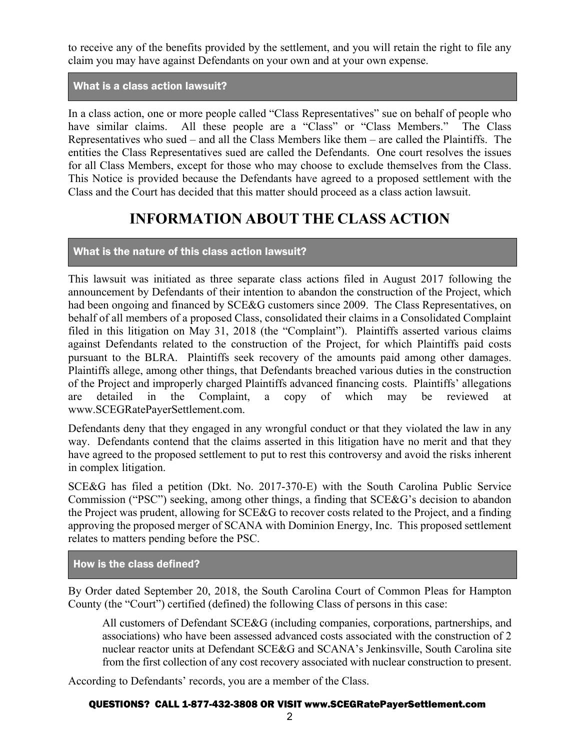to receive any of the benefits provided by the settlement, and you will retain the right to file any claim you may have against Defendants on your own and at your own expense.

### What is a class action lawsuit?

In a class action, one or more people called "Class Representatives" sue on behalf of people who have similar claims. All these people are a "Class" or "Class Members." The Class Representatives who sued – and all the Class Members like them – are called the Plaintiffs. The entities the Class Representatives sued are called the Defendants. One court resolves the issues for all Class Members, except for those who may choose to exclude themselves from the Class. This Notice is provided because the Defendants have agreed to a proposed settlement with the Class and the Court has decided that this matter should proceed as a class action lawsuit.

# INFORMATION ABOUT THE CLASS ACTION

### What is the nature of this class action lawsuit?

This lawsuit was initiated as three separate class actions filed in August 2017 following the announcement by Defendants of their intention to abandon the construction of the Project, which had been ongoing and financed by SCE&G customers since 2009. The Class Representatives, on behalf of all members of a proposed Class, consolidated their claims in a Consolidated Complaint filed in this litigation on May 31, 2018 (the "Complaint"). Plaintiffs asserted various claims against Defendants related to the construction of the Project, for which Plaintiffs paid costs pursuant to the BLRA. Plaintiffs seek recovery of the amounts paid among other damages. Plaintiffs allege, among other things, that Defendants breached various duties in the construction of the Project and improperly charged Plaintiffs advanced financing costs. Plaintiffs' allegations are detailed in the Complaint, a copy of which may be reviewed at www.SCEGRatePayerSettlement.com.

Defendants deny that they engaged in any wrongful conduct or that they violated the law in any way. Defendants contend that the claims asserted in this litigation have no merit and that they have agreed to the proposed settlement to put to rest this controversy and avoid the risks inherent in complex litigation.

SCE&G has filed a petition (Dkt. No. 2017-370-E) with the South Carolina Public Service Commission ("PSC") seeking, among other things, a finding that SCE&G's decision to abandon the Project was prudent, allowing for SCE&G to recover costs related to the Project, and a finding approving the proposed merger of SCANA with Dominion Energy, Inc. This proposed settlement relates to matters pending before the PSC.

### How is the class defined?

By Order dated September 20, 2018, the South Carolina Court of Common Pleas for Hampton County (the "Court") certified (defined) the following Class of persons in this case:

> All customers of Defendant SCE&G (including companies, corporations, partnerships, and associations) who have been assessed advanced costs associated with the construction of 2 nuclear reactor units at Defendant SCE&G and SCANA's Jenkinsville, South Carolina site from the first collection of any cost recovery associated with nuclear construction to present.

According to Defendants' records, you are a member of the Class.

**QUESTIONS? CALL 1-877-432-3808 OR VISIT www.SCEGRatePayerSettlement.com**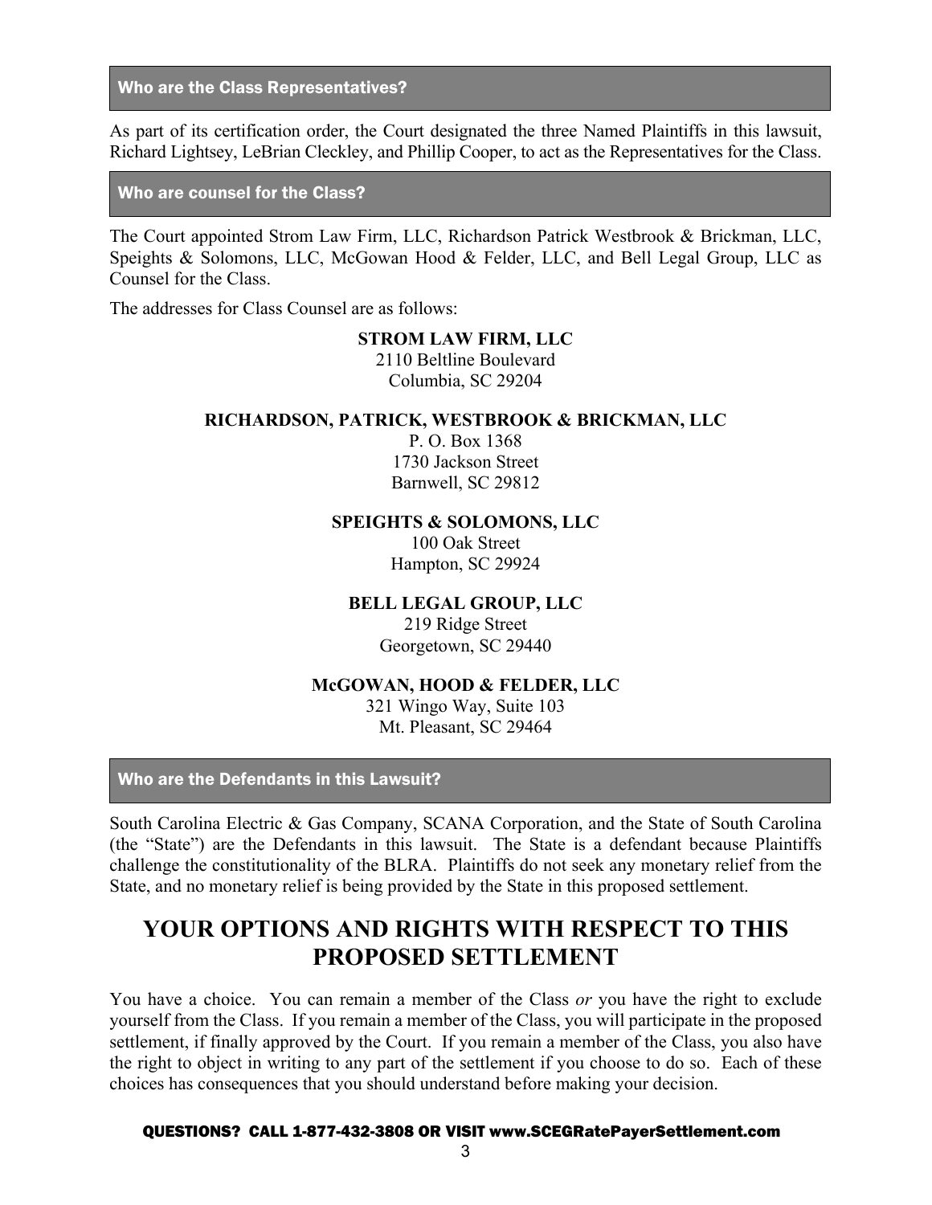### Who are the Class Representatives?

As part of its certification order, the Court designated the three Named Plaintiffs in this lawsuit, Richard Lightsey, LeBrian Cleckley, and Phillip Cooper, to act as the Representatives for the Class.

### Who are counsel for the Class?

The Court appointed Strom Law Firm, LLC, Richardson Patrick Westbrook & Brickman, LLC, Speights & Solomons, LLC, McGowan Hood & Felder, LLC, and Bell Legal Group, LLC as Counsel for the Class.

The addresses for Class Counsel are as follows:

**STROM LAW FIRM, LLC**
2110 Beltline Boulevard
Columbia, SC 29204

**RICHARDSON, PATRICK, WESTBROOK & BRICKMAN, LLC**
P. O. Box 1368
1730 Jackson Street
Barnwell, SC 29812

**SPEIGHTS & SOLOMONS, LLC**
100 Oak Street
Hampton, SC 29924

**BELL LEGAL GROUP, LLC**
219 Ridge Street
Georgetown, SC 29440

**McGOWAN, HOOD & FELDER, LLC**
321 Wingo Way, Suite 103
Mt. Pleasant, SC 29464

### Who are the Defendants in this Lawsuit?

South Carolina Electric & Gas Company, SCANA Corporation, and the State of South Carolina (the "State") are the Defendants in this lawsuit. The State is a defendant because Plaintiffs challenge the constitutionality of the BLRA. Plaintiffs do not seek any monetary relief from the State, and no monetary relief is being provided by the State in this proposed settlement.

## YOUR OPTIONS AND RIGHTS WITH RESPECT TO THIS PROPOSED SETTLEMENT

You have a choice. You can remain a member of the Class *or* you have the right to exclude yourself from the Class. If you remain a member of the Class, you will participate in the proposed settlement, if finally approved by the Court. If you remain a member of the Class, you also have the right to object in writing to any part of the settlement if you choose to do so. Each of these choices has consequences that you should understand before making your decision.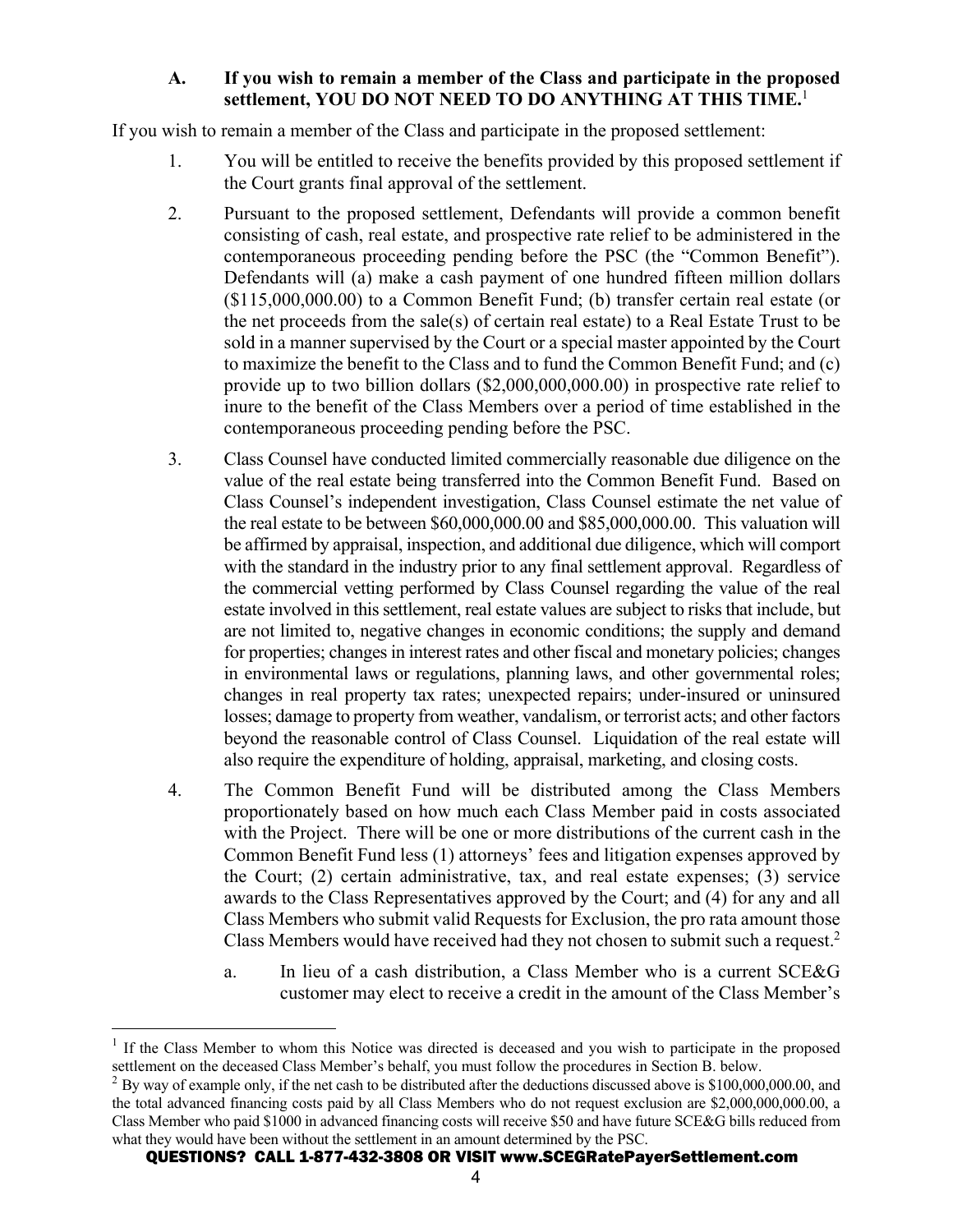### A. If you wish to remain a member of the Class and participate in the proposed settlement, YOU DO NOT NEED TO DO ANYTHING AT THIS TIME.[1]

If you wish to remain a member of the Class and participate in the proposed settlement:

1. You will be entitled to receive the benefits provided by this proposed settlement if the Court grants final approval of the settlement.

2. Pursuant to the proposed settlement, Defendants will provide a common benefit consisting of cash, real estate, and prospective rate relief to be administered in the contemporaneous proceeding pending before the PSC (the "Common Benefit"). Defendants will (a) make a cash payment of one hundred fifteen million dollars ($115,000,000.00) to a Common Benefit Fund; (b) transfer certain real estate (or the net proceeds from the sale(s) of certain real estate) to a Real Estate Trust to be sold in a manner supervised by the Court or a special master appointed by the Court to maximize the benefit to the Class and to fund the Common Benefit Fund; and (c) provide up to two billion dollars ($2,000,000,000.00) in prospective rate relief to inure to the benefit of the Class Members over a period of time established in the contemporaneous proceeding pending before the PSC.

3. Class Counsel have conducted limited commercially reasonable due diligence on the value of the real estate being transferred into the Common Benefit Fund. Based on Class Counsel's independent investigation, Class Counsel estimate the net value of the real estate to be between $60,000,000.00 and $85,000,000.00. This valuation will be affirmed by appraisal, inspection, and additional due diligence, which will comport with the standard in the industry prior to any final settlement approval. Regardless of the commercial vetting performed by Class Counsel regarding the value of the real estate involved in this settlement, real estate values are subject to risks that include, but are not limited to, negative changes in economic conditions; the supply and demand for properties; changes in interest rates and other fiscal and monetary policies; changes in environmental laws or regulations, planning laws, and other governmental roles; changes in real property tax rates; unexpected repairs; under-insured or uninsured losses; damage to property from weather, vandalism, or terrorist acts; and other factors beyond the reasonable control of Class Counsel. Liquidation of the real estate will also require the expenditure of holding, appraisal, marketing, and closing costs.

4. The Common Benefit Fund will be distributed among the Class Members proportionately based on how much each Class Member paid in costs associated with the Project. There will be one or more distributions of the current cash in the Common Benefit Fund less (1) attorneys' fees and litigation expenses approved by the Court; (2) certain administrative, tax, and real estate expenses; (3) service awards to the Class Representatives approved by the Court; and (4) for any and all Class Members who submit valid Requests for Exclusion, the pro rata amount those Class Members would have received had they not chosen to submit such a request.[2]

   a. In lieu of a cash distribution, a Class Member who is a current SCE&G customer may elect to receive a credit in the amount of the Class Member's

---

[1] If the Class Member to whom this Notice was directed is deceased and you wish to participate in the proposed settlement on the deceased Class Member's behalf, you must follow the procedures in Section B. below.

[2] By way of example only, if the net cash to be distributed after the deductions discussed above is $100,000,000.00, and the total advanced financing costs paid by all Class Members who do not request exclusion are $2,000,000,000.00, a Class Member who paid $1000 in advanced financing costs will receive $50 and have future SCE&G bills reduced from what they would have been without the settlement in an amount determined by the PSC.

**QUESTIONS? CALL 1-877-432-3808 OR VISIT www.SCEGRatePayerSettlement.com**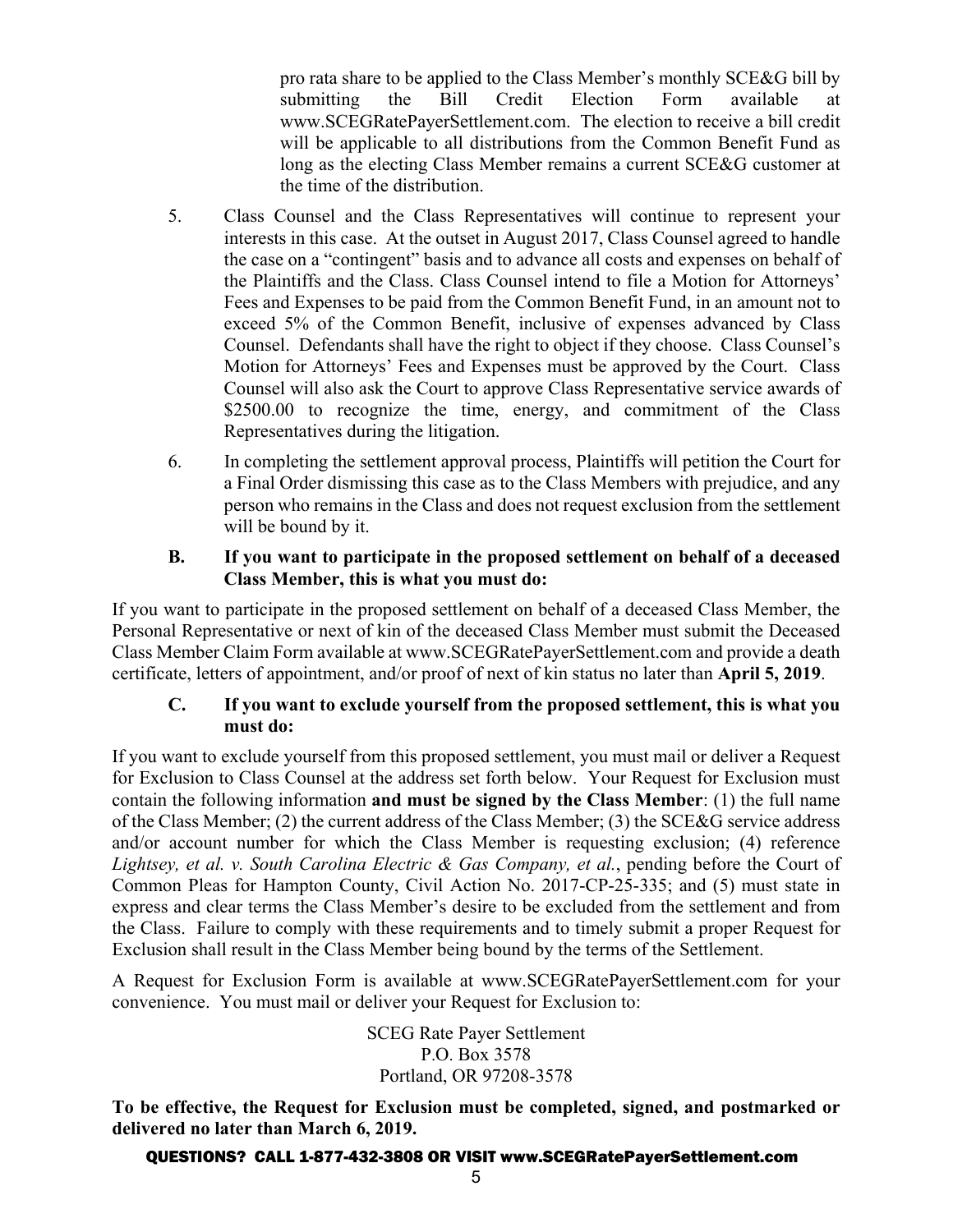pro rata share to be applied to the Class Member's monthly SCE&G bill by submitting the Bill Credit Election Form available at www.SCEGRatePayerSettlement.com. The election to receive a bill credit will be applicable to all distributions from the Common Benefit Fund as long as the electing Class Member remains a current SCE&G customer at the time of the distribution.

5. Class Counsel and the Class Representatives will continue to represent your interests in this case. At the outset in August 2017, Class Counsel agreed to handle the case on a "contingent" basis and to advance all costs and expenses on behalf of the Plaintiffs and the Class. Class Counsel intend to file a Motion for Attorneys' Fees and Expenses to be paid from the Common Benefit Fund, in an amount not to exceed 5% of the Common Benefit, inclusive of expenses advanced by Class Counsel. Defendants shall have the right to object if they choose. Class Counsel's Motion for Attorneys' Fees and Expenses must be approved by the Court. Class Counsel will also ask the Court to approve Class Representative service awards of $2500.00 to recognize the time, energy, and commitment of the Class Representatives during the litigation.

6. In completing the settlement approval process, Plaintiffs will petition the Court for a Final Order dismissing this case as to the Class Members with prejudice, and any person who remains in the Class and does not request exclusion from the settlement will be bound by it.

### B. If you want to participate in the proposed settlement on behalf of a deceased Class Member, this is what you must do:

If you want to participate in the proposed settlement on behalf of a deceased Class Member, the Personal Representative or next of kin of the deceased Class Member must submit the Deceased Class Member Claim Form available at www.SCEGRatePayerSettlement.com and provide a death certificate, letters of appointment, and/or proof of next of kin status no later than **April 5, 2019**.

### C. If you want to exclude yourself from the proposed settlement, this is what you must do:

If you want to exclude yourself from this proposed settlement, you must mail or deliver a Request for Exclusion to Class Counsel at the address set forth below. Your Request for Exclusion must contain the following information **and must be signed by the Class Member**: (1) the full name of the Class Member; (2) the current address of the Class Member; (3) the SCE&G service address and/or account number for which the Class Member is requesting exclusion; (4) reference *Lightsey, et al. v. South Carolina Electric & Gas Company, et al.*, pending before the Court of Common Pleas for Hampton County, Civil Action No. 2017-CP-25-335; and (5) must state in express and clear terms the Class Member's desire to be excluded from the settlement and from the Class. Failure to comply with these requirements and to timely submit a proper Request for Exclusion shall result in the Class Member being bound by the terms of the Settlement.

A Request for Exclusion Form is available at www.SCEGRatePayerSettlement.com for your convenience. You must mail or deliver your Request for Exclusion to:

SCEG Rate Payer Settlement
P.O. Box 3578
Portland, OR 97208-3578

**To be effective, the Request for Exclusion must be completed, signed, and postmarked or delivered no later than March 6, 2019.**

**QUESTIONS? CALL 1-877-432-3808 OR VISIT www.SCEGRatePayerSettlement.com**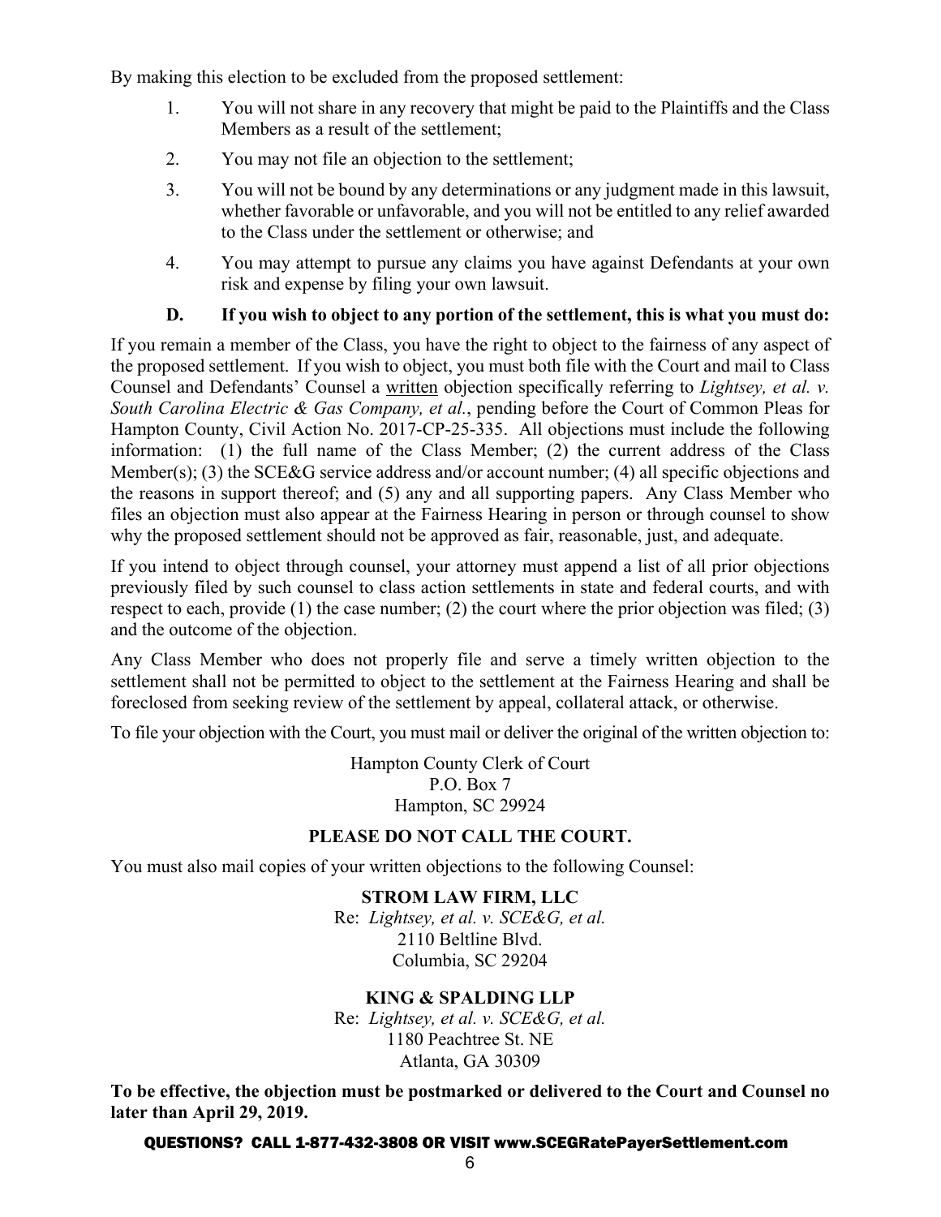By making this election to be excluded from the proposed settlement:

1. You will not share in any recovery that might be paid to the Plaintiffs and the Class Members as a result of the settlement;
2. You may not file an objection to the settlement;
3. You will not be bound by any determinations or any judgment made in this lawsuit, whether favorable or unfavorable, and you will not be entitled to any relief awarded to the Class under the settlement or otherwise; and
4. You may attempt to pursue any claims you have against Defendants at your own risk and expense by filing your own lawsuit.

### D. If you wish to object to any portion of the settlement, this is what you must do:

If you remain a member of the Class, you have the right to object to the fairness of any aspect of the proposed settlement. If you wish to object, you must both file with the Court and mail to Class Counsel and Defendants' Counsel a written objection specifically referring to *Lightsey, et al. v. South Carolina Electric & Gas Company, et al.*, pending before the Court of Common Pleas for Hampton County, Civil Action No. 2017-CP-25-335. All objections must include the following information: (1) the full name of the Class Member; (2) the current address of the Class Member(s); (3) the SCE&G service address and/or account number; (4) all specific objections and the reasons in support thereof; and (5) any and all supporting papers. Any Class Member who files an objection must also appear at the Fairness Hearing in person or through counsel to show why the proposed settlement should not be approved as fair, reasonable, just, and adequate.

If you intend to object through counsel, your attorney must append a list of all prior objections previously filed by such counsel to class action settlements in state and federal courts, and with respect to each, provide (1) the case number; (2) the court where the prior objection was filed; (3) and the outcome of the objection.

Any Class Member who does not properly file and serve a timely written objection to the settlement shall not be permitted to object to the settlement at the Fairness Hearing and shall be foreclosed from seeking review of the settlement by appeal, collateral attack, or otherwise.

To file your objection with the Court, you must mail or deliver the original of the written objection to:

Hampton County Clerk of Court
P.O. Box 7
Hampton, SC 29924

**PLEASE DO NOT CALL THE COURT.**

You must also mail copies of your written objections to the following Counsel:

**STROM LAW FIRM, LLC**
Re: *Lightsey, et al. v. SCE&G, et al.*
2110 Beltline Blvd.
Columbia, SC 29204

**KING & SPALDING LLP**
Re: *Lightsey, et al. v. SCE&G, et al.*
1180 Peachtree St. NE
Atlanta, GA 30309

**To be effective, the objection must be postmarked or delivered to the Court and Counsel no later than April 29, 2019.**

QUESTIONS? CALL 1-877-432-3808 OR VISIT www.SCEGRatePayerSettlement.com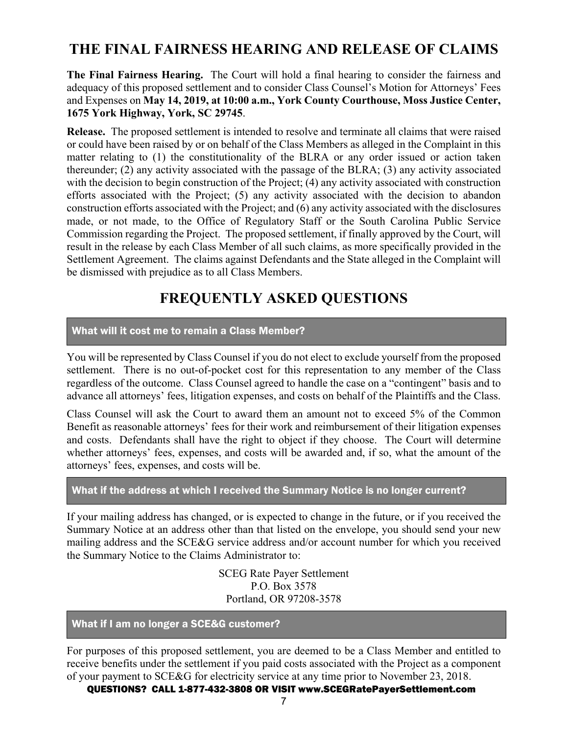# THE FINAL FAIRNESS HEARING AND RELEASE OF CLAIMS

**The Final Fairness Hearing.** The Court will hold a final hearing to consider the fairness and adequacy of this proposed settlement and to consider Class Counsel's Motion for Attorneys' Fees and Expenses on **May 14, 2019, at 10:00 a.m., York County Courthouse, Moss Justice Center, 1675 York Highway, York, SC 29745**.

**Release.** The proposed settlement is intended to resolve and terminate all claims that were raised or could have been raised by or on behalf of the Class Members as alleged in the Complaint in this matter relating to (1) the constitutionality of the BLRA or any order issued or action taken thereunder; (2) any activity associated with the passage of the BLRA; (3) any activity associated with the decision to begin construction of the Project; (4) any activity associated with construction efforts associated with the Project; (5) any activity associated with the decision to abandon construction efforts associated with the Project; and (6) any activity associated with the disclosures made, or not made, to the Office of Regulatory Staff or the South Carolina Public Service Commission regarding the Project. The proposed settlement, if finally approved by the Court, will result in the release by each Class Member of all such claims, as more specifically provided in the Settlement Agreement. The claims against Defendants and the State alleged in the Complaint will be dismissed with prejudice as to all Class Members.

# FREQUENTLY ASKED QUESTIONS

### What will it cost me to remain a Class Member?

You will be represented by Class Counsel if you do not elect to exclude yourself from the proposed settlement. There is no out-of-pocket cost for this representation to any member of the Class regardless of the outcome. Class Counsel agreed to handle the case on a "contingent" basis and to advance all attorneys' fees, litigation expenses, and costs on behalf of the Plaintiffs and the Class.

Class Counsel will ask the Court to award them an amount not to exceed 5% of the Common Benefit as reasonable attorneys' fees for their work and reimbursement of their litigation expenses and costs. Defendants shall have the right to object if they choose. The Court will determine whether attorneys' fees, expenses, and costs will be awarded and, if so, what the amount of the attorneys' fees, expenses, and costs will be.

### What if the address at which I received the Summary Notice is no longer current?

If your mailing address has changed, or is expected to change in the future, or if you received the Summary Notice at an address other than that listed on the envelope, you should send your new mailing address and the SCE&G service address and/or account number for which you received the Summary Notice to the Claims Administrator to:

SCEG Rate Payer Settlement
P.O. Box 3578
Portland, OR 97208-3578

### What if I am no longer a SCE&G customer?

For purposes of this proposed settlement, you are deemed to be a Class Member and entitled to receive benefits under the settlement if you paid costs associated with the Project as a component of your payment to SCE&G for electricity service at any time prior to November 23, 2018.

**QUESTIONS? CALL 1-877-432-3808 OR VISIT www.SCEGRatePayerSettlement.com**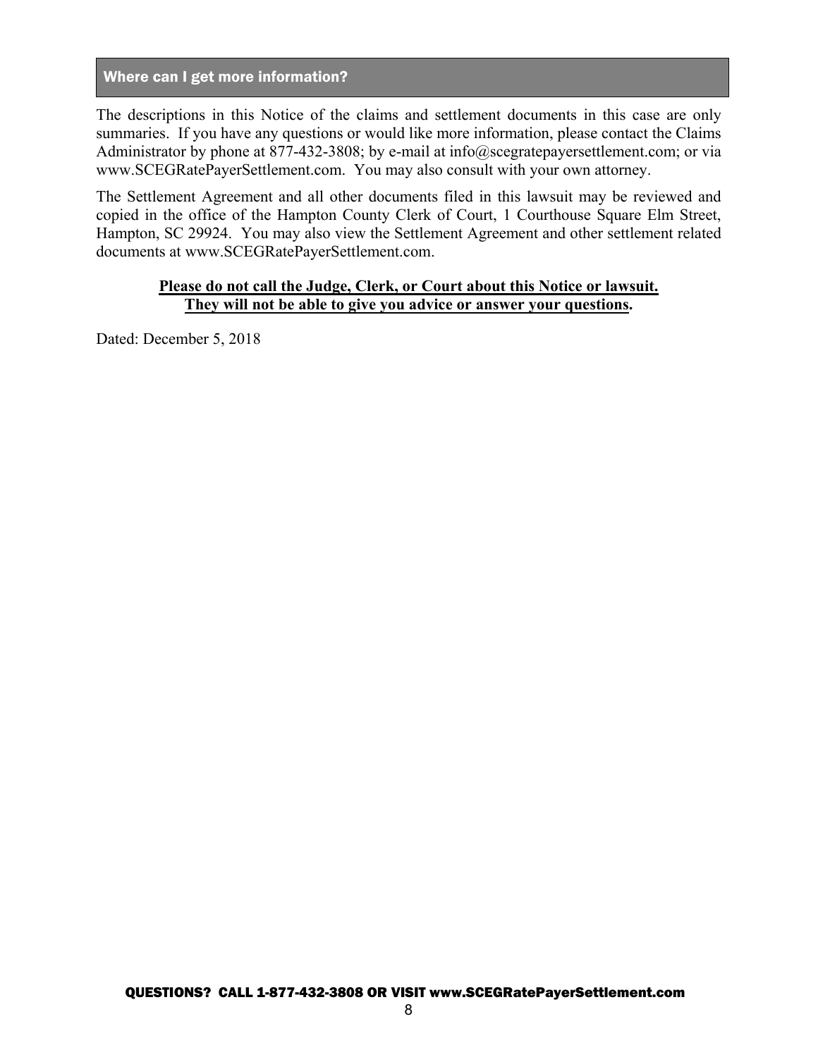## Where can I get more information?

The descriptions in this Notice of the claims and settlement documents in this case are only summaries. If you have any questions or would like more information, please contact the Claims Administrator by phone at 877-432-3808; by e-mail at info@scegratepayersettlement.com; or via www.SCEGRatePayerSettlement.com. You may also consult with your own attorney.

The Settlement Agreement and all other documents filed in this lawsuit may be reviewed and copied in the office of the Hampton County Clerk of Court, 1 Courthouse Square Elm Street, Hampton, SC 29924. You may also view the Settlement Agreement and other settlement related documents at www.SCEGRatePayerSettlement.com.

**Please do not call the Judge, Clerk, or Court about this Notice or lawsuit.**
**They will not be able to give you advice or answer your questions.**

Dated: December 5, 2018